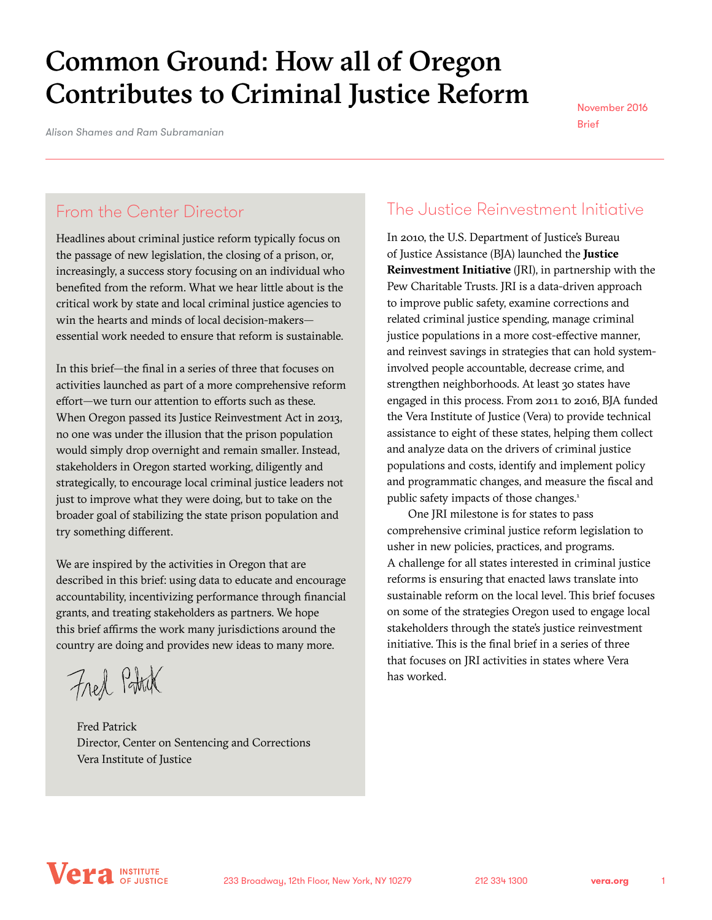# Common Ground: How all of Oregon Contributes to Criminal Justice Reform

*Alison Shames and Ram Subramanian*

November 2016
Brief

## From the Center Director

Headlines about criminal justice reform typically focus on the passage of new legislation, the closing of a prison, or, increasingly, a success story focusing on an individual who benefited from the reform. What we hear little about is the critical work by state and local criminal justice agencies to win the hearts and minds of local decision-makers—essential work needed to ensure that reform is sustainable.

In this brief—the final in a series of three that focuses on activities launched as part of a more comprehensive reform effort—we turn our attention to efforts such as these. When Oregon passed its Justice Reinvestment Act in 2013, no one was under the illusion that the prison population would simply drop overnight and remain smaller. Instead, stakeholders in Oregon started working, diligently and strategically, to encourage local criminal justice leaders not just to improve what they were doing, but to take on the broader goal of stabilizing the state prison population and try something different.

We are inspired by the activities in Oregon that are described in this brief: using data to educate and encourage accountability, incentivizing performance through financial grants, and treating stakeholders as partners. We hope this brief affirms the work many jurisdictions around the country are doing and provides new ideas to many more.

Fred Patrick
Director, Center on Sentencing and Corrections
Vera Institute of Justice

## The Justice Reinvestment Initiative

In 2010, the U.S. Department of Justice's Bureau of Justice Assistance (BJA) launched the **Justice Reinvestment Initiative** (JRI), in partnership with the Pew Charitable Trusts. JRI is a data-driven approach to improve public safety, examine corrections and related criminal justice spending, manage criminal justice populations in a more cost-effective manner, and reinvest savings in strategies that can hold system-involved people accountable, decrease crime, and strengthen neighborhoods. At least 30 states have engaged in this process. From 2011 to 2016, BJA funded the Vera Institute of Justice (Vera) to provide technical assistance to eight of these states, helping them collect and analyze data on the drivers of criminal justice populations and costs, identify and implement policy and programmatic changes, and measure the fiscal and public safety impacts of those changes.[1]

One JRI milestone is for states to pass comprehensive criminal justice reform legislation to usher in new policies, practices, and programs. A challenge for all states interested in criminal justice reforms is ensuring that enacted laws translate into sustainable reform on the local level. This brief focuses on some of the strategies Oregon used to engage local stakeholders through the state's justice reinvestment initiative. This is the final brief in a series of three that focuses on JRI activities in states where Vera has worked.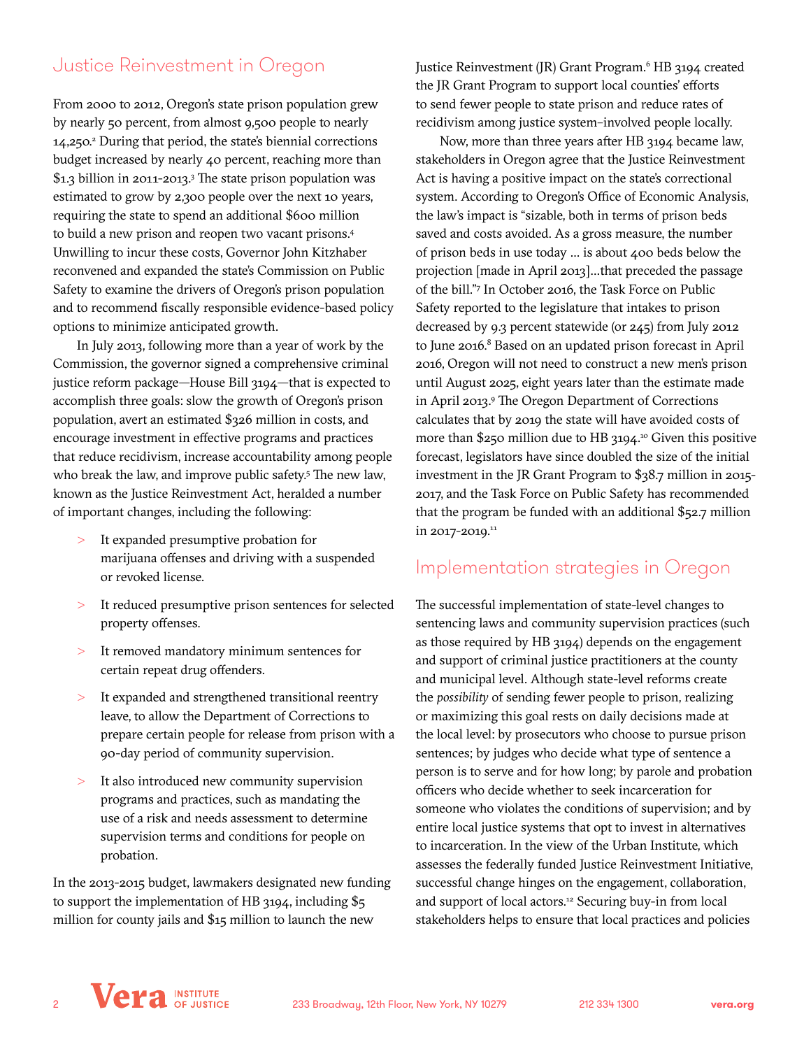## Justice Reinvestment in Oregon

From 2000 to 2012, Oregon's state prison population grew by nearly 50 percent, from almost 9,500 people to nearly 14,250.[2] During that period, the state's biennial corrections budget increased by nearly 40 percent, reaching more than $1.3 billion in 2011-2013.[3] The state prison population was estimated to grow by 2,300 people over the next 10 years, requiring the state to spend an additional $600 million to build a new prison and reopen two vacant prisons.[4] Unwilling to incur these costs, Governor John Kitzhaber reconvened and expanded the state's Commission on Public Safety to examine the drivers of Oregon's prison population and to recommend fiscally responsible evidence-based policy options to minimize anticipated growth.

In July 2013, following more than a year of work by the Commission, the governor signed a comprehensive criminal justice reform package—House Bill 3194—that is expected to accomplish three goals: slow the growth of Oregon's prison population, avert an estimated $326 million in costs, and encourage investment in effective programs and practices that reduce recidivism, increase accountability among people who break the law, and improve public safety.[5] The new law, known as the Justice Reinvestment Act, heralded a number of important changes, including the following:

- It expanded presumptive probation for marijuana offenses and driving with a suspended or revoked license.
- It reduced presumptive prison sentences for selected property offenses.
- It removed mandatory minimum sentences for certain repeat drug offenders.
- It expanded and strengthened transitional reentry leave, to allow the Department of Corrections to prepare certain people for release from prison with a 90-day period of community supervision.
- It also introduced new community supervision programs and practices, such as mandating the use of a risk and needs assessment to determine supervision terms and conditions for people on probation.

In the 2013-2015 budget, lawmakers designated new funding to support the implementation of HB 3194, including $5 million for county jails and $15 million to launch the new Justice Reinvestment (JR) Grant Program.[6] HB 3194 created the JR Grant Program to support local counties' efforts to send fewer people to state prison and reduce rates of recidivism among justice system-involved people locally.

Now, more than three years after HB 3194 became law, stakeholders in Oregon agree that the Justice Reinvestment Act is having a positive impact on the state's correctional system. According to Oregon's Office of Economic Analysis, the law's impact is "sizable, both in terms of prison beds saved and costs avoided. As a gross measure, the number of prison beds in use today ... is about 400 beds below the projection [made in April 2013]...that preceded the passage of the bill."[7] In October 2016, the Task Force on Public Safety reported to the legislature that intakes to prison decreased by 9.3 percent statewide (or 245) from July 2012 to June 2016.[8] Based on an updated prison forecast in April 2016, Oregon will not need to construct a new men's prison until August 2025, eight years later than the estimate made in April 2013.[9] The Oregon Department of Corrections calculates that by 2019 the state will have avoided costs of more than $250 million due to HB 3194.[10] Given this positive forecast, legislators have since doubled the size of the initial investment in the JR Grant Program to $38.7 million in 2015-2017, and the Task Force on Public Safety has recommended that the program be funded with an additional $52.7 million in 2017-2019.[11]

## Implementation strategies in Oregon

The successful implementation of state-level changes to sentencing laws and community supervision practices (such as those required by HB 3194) depends on the engagement and support of criminal justice practitioners at the county and municipal level. Although state-level reforms create the *possibility* of sending fewer people to prison, realizing or maximizing this goal rests on daily decisions made at the local level: by prosecutors who choose to pursue prison sentences; by judges who decide what type of sentence a person is to serve and for how long; by parole and probation officers who decide whether to seek incarceration for someone who violates the conditions of supervision; and by entire local justice systems that opt to invest in alternatives to incarceration. In the view of the Urban Institute, which assesses the federally funded Justice Reinvestment Initiative, successful change hinges on the engagement, collaboration, and support of local actors.[12] Securing buy-in from local stakeholders helps to ensure that local practices and policies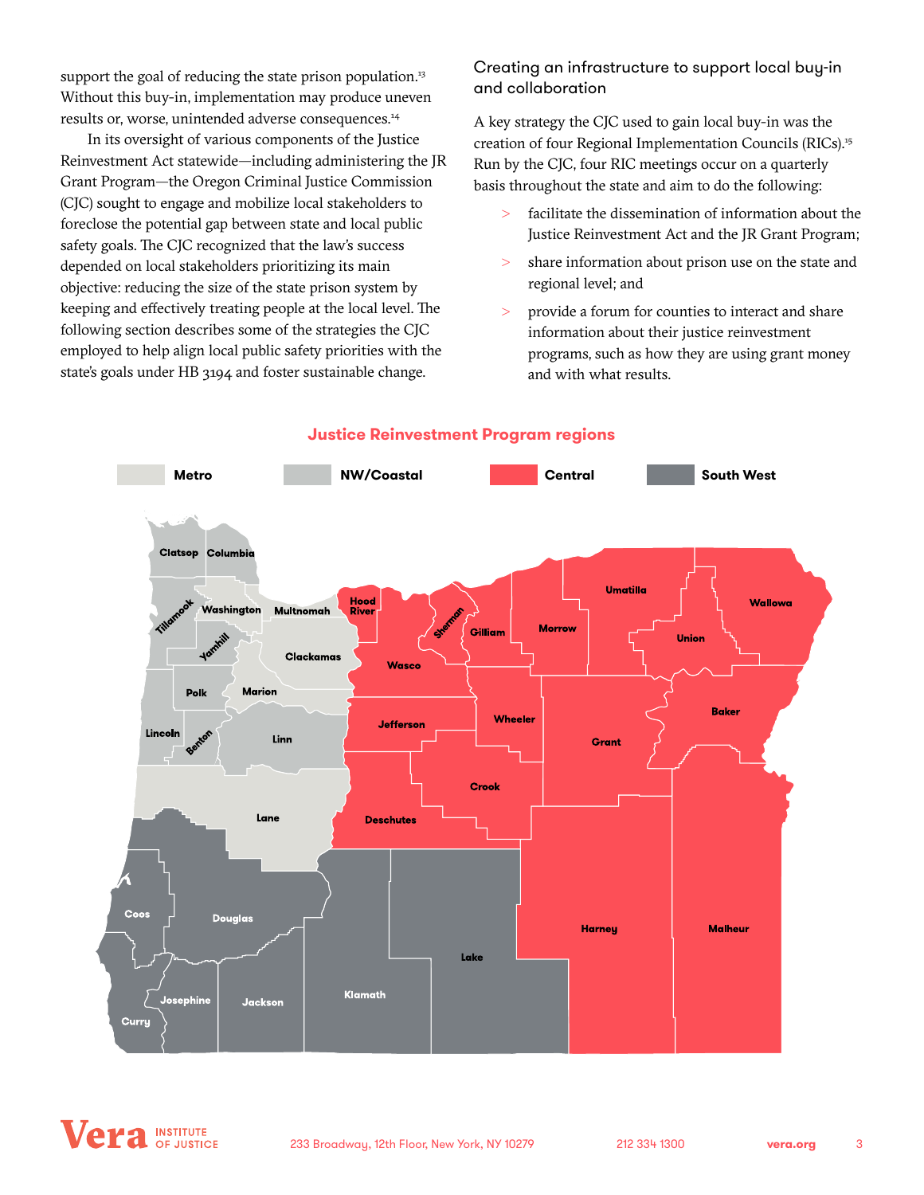support the goal of reducing the state prison population.[13] Without this buy-in, implementation may produce uneven results or, worse, unintended adverse consequences.[14]

In its oversight of various components of the Justice Reinvestment Act statewide—including administering the JR Grant Program—the Oregon Criminal Justice Commission (CJC) sought to engage and mobilize local stakeholders to foreclose the potential gap between state and local public safety goals. The CJC recognized that the law's success depended on local stakeholders prioritizing its main objective: reducing the size of the state prison system by keeping and effectively treating people at the local level. The following section describes some of the strategies the CJC employed to help align local public safety priorities with the state's goals under HB 3194 and foster sustainable change.

## Creating an infrastructure to support local buy-in and collaboration

A key strategy the CJC used to gain local buy-in was the creation of four Regional Implementation Councils (RICs).[15] Run by the CJC, four RIC meetings occur on a quarterly basis throughout the state and aim to do the following:

- facilitate the dissemination of information about the Justice Reinvestment Act and the JR Grant Program;
- share information about prison use on the state and regional level; and
- provide a forum for counties to interact and share information about their justice reinvestment programs, such as how they are using grant money and with what results.

**Justice Reinvestment Program regions**

Metro
NW/Coastal
Central
South West

Clatsop
Columbia
Tillamook
Washington
Multnomah
Hood River
Sherman
Gilliam
Morrow
Umatilla
Union
Wallowa
Yamhill
Clackamas
Wasco
Polk
Marion
Jefferson
Wheeler
Grant
Baker
Lincoln
Benton
Linn
Crook
Lane
Deschutes
Coos
Douglas
Lake
Harney
Malheur
Josephine
Jackson
Klamath
Curry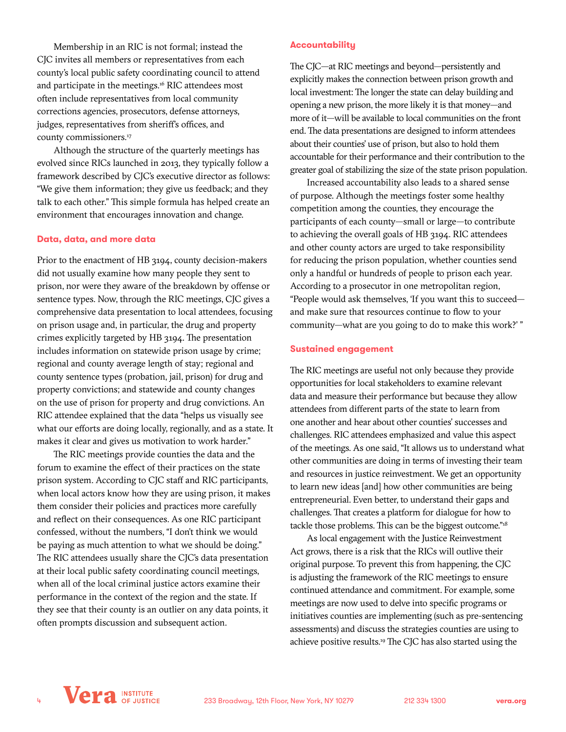Membership in an RIC is not formal; instead the CJC invites all members or representatives from each county's local public safety coordinating council to attend and participate in the meetings.[16] RIC attendees most often include representatives from local community corrections agencies, prosecutors, defense attorneys, judges, representatives from sheriff's offices, and county commissioners.[17]

Although the structure of the quarterly meetings has evolved since RICs launched in 2013, they typically follow a framework described by CJC's executive director as follows: "We give them information; they give us feedback; and they talk to each other." This simple formula has helped create an environment that encourages innovation and change.

### Data, data, and more data

Prior to the enactment of HB 3194, county decision-makers did not usually examine how many people they sent to prison, nor were they aware of the breakdown by offense or sentence types. Now, through the RIC meetings, CJC gives a comprehensive data presentation to local attendees, focusing on prison usage and, in particular, the drug and property crimes explicitly targeted by HB 3194. The presentation includes information on statewide prison usage by crime; regional and county average length of stay; regional and county sentence types (probation, jail, prison) for drug and property convictions; and statewide and county changes on the use of prison for property and drug convictions. An RIC attendee explained that the data "helps us visually see what our efforts are doing locally, regionally, and as a state. It makes it clear and gives us motivation to work harder."

The RIC meetings provide counties the data and the forum to examine the effect of their practices on the state prison system. According to CJC staff and RIC participants, when local actors know how they are using prison, it makes them consider their policies and practices more carefully and reflect on their consequences. As one RIC participant confessed, without the numbers, "I don't think we would be paying as much attention to what we should be doing." The RIC attendees usually share the CJC's data presentation at their local public safety coordinating council meetings, when all of the local criminal justice actors examine their performance in the context of the region and the state. If they see that their county is an outlier on any data points, it often prompts discussion and subsequent action.

### Accountability

The CJC—at RIC meetings and beyond—persistently and explicitly makes the connection between prison growth and local investment: The longer the state can delay building and opening a new prison, the more likely it is that money—and more of it—will be available to local communities on the front end. The data presentations are designed to inform attendees about their counties' use of prison, but also to hold them accountable for their performance and their contribution to the greater goal of stabilizing the size of the state prison population.

Increased accountability also leads to a shared sense of purpose. Although the meetings foster some healthy competition among the counties, they encourage the participants of each county—small or large—to contribute to achieving the overall goals of HB 3194. RIC attendees and other county actors are urged to take responsibility for reducing the prison population, whether counties send only a handful or hundreds of people to prison each year. According to a prosecutor in one metropolitan region, "People would ask themselves, 'If you want this to succeed—and make sure that resources continue to flow to your community—what are you going to do to make this work?' "

### Sustained engagement

The RIC meetings are useful not only because they provide opportunities for local stakeholders to examine relevant data and measure their performance but because they allow attendees from different parts of the state to learn from one another and hear about other counties' successes and challenges. RIC attendees emphasized and value this aspect of the meetings. As one said, "It allows us to understand what other communities are doing in terms of investing their team and resources in justice reinvestment. We get an opportunity to learn new ideas [and] how other communities are being entrepreneurial. Even better, to understand their gaps and challenges. That creates a platform for dialogue for how to tackle those problems. This can be the biggest outcome."[18]

As local engagement with the Justice Reinvestment Act grows, there is a risk that the RICs will outlive their original purpose. To prevent this from happening, the CJC is adjusting the framework of the RIC meetings to ensure continued attendance and commitment. For example, some meetings are now used to delve into specific programs or initiatives counties are implementing (such as pre-sentencing assessments) and discuss the strategies counties are using to achieve positive results.[19] The CJC has also started using the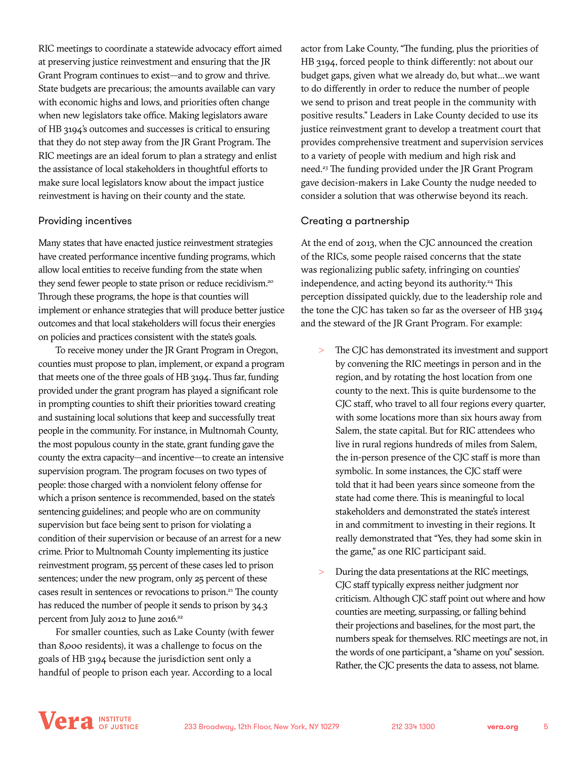RIC meetings to coordinate a statewide advocacy effort aimed at preserving justice reinvestment and ensuring that the JR Grant Program continues to exist—and to grow and thrive. State budgets are precarious; the amounts available can vary with economic highs and lows, and priorities often change when new legislators take office. Making legislators aware of HB 3194's outcomes and successes is critical to ensuring that they do not step away from the JR Grant Program. The RIC meetings are an ideal forum to plan a strategy and enlist the assistance of local stakeholders in thoughtful efforts to make sure local legislators know about the impact justice reinvestment is having on their county and the state.

### Providing incentives

Many states that have enacted justice reinvestment strategies have created performance incentive funding programs, which allow local entities to receive funding from the state when they send fewer people to state prison or reduce recidivism.[20] Through these programs, the hope is that counties will implement or enhance strategies that will produce better justice outcomes and that local stakeholders will focus their energies on policies and practices consistent with the state's goals.

To receive money under the JR Grant Program in Oregon, counties must propose to plan, implement, or expand a program that meets one of the three goals of HB 3194. Thus far, funding provided under the grant program has played a significant role in prompting counties to shift their priorities toward creating and sustaining local solutions that keep and successfully treat people in the community. For instance, in Multnomah County, the most populous county in the state, grant funding gave the county the extra capacity—and incentive—to create an intensive supervision program. The program focuses on two types of people: those charged with a nonviolent felony offense for which a prison sentence is recommended, based on the state's sentencing guidelines; and people who are on community supervision but face being sent to prison for violating a condition of their supervision or because of an arrest for a new crime. Prior to Multnomah County implementing its justice reinvestment program, 55 percent of these cases led to prison sentences; under the new program, only 25 percent of these cases result in sentences or revocations to prison.[21] The county has reduced the number of people it sends to prison by 34.3 percent from July 2012 to June 2016.[22]

For smaller counties, such as Lake County (with fewer than 8,000 residents), it was a challenge to focus on the goals of HB 3194 because the jurisdiction sent only a handful of people to prison each year. According to a local actor from Lake County, "The funding, plus the priorities of HB 3194, forced people to think differently: not about our budget gaps, given what we already do, but what...we want to do differently in order to reduce the number of people we send to prison and treat people in the community with positive results." Leaders in Lake County decided to use its justice reinvestment grant to develop a treatment court that provides comprehensive treatment and supervision services to a variety of people with medium and high risk and need.[23] The funding provided under the JR Grant Program gave decision-makers in Lake County the nudge needed to consider a solution that was otherwise beyond its reach.

### Creating a partnership

At the end of 2013, when the CJC announced the creation of the RICs, some people raised concerns that the state was regionalizing public safety, infringing on counties' independence, and acting beyond its authority.[24] This perception dissipated quickly, due to the leadership role and the tone the CJC has taken so far as the overseer of HB 3194 and the steward of the JR Grant Program. For example:

- The CJC has demonstrated its investment and support by convening the RIC meetings in person and in the region, and by rotating the host location from one county to the next. This is quite burdensome to the CJC staff, who travel to all four regions every quarter, with some locations more than six hours away from Salem, the state capital. But for RIC attendees who live in rural regions hundreds of miles from Salem, the in-person presence of the CJC staff is more than symbolic. In some instances, the CJC staff were told that it had been years since someone from the state had come there. This is meaningful to local stakeholders and demonstrated the state's interest in and commitment to investing in their regions. It really demonstrated that "Yes, they had some skin in the game," as one RIC participant said.
- During the data presentations at the RIC meetings, CJC staff typically express neither judgment nor criticism. Although CJC staff point out where and how counties are meeting, surpassing, or falling behind their projections and baselines, for the most part, the numbers speak for themselves. RIC meetings are not, in the words of one participant, a "shame on you" session. Rather, the CJC presents the data to assess, not blame.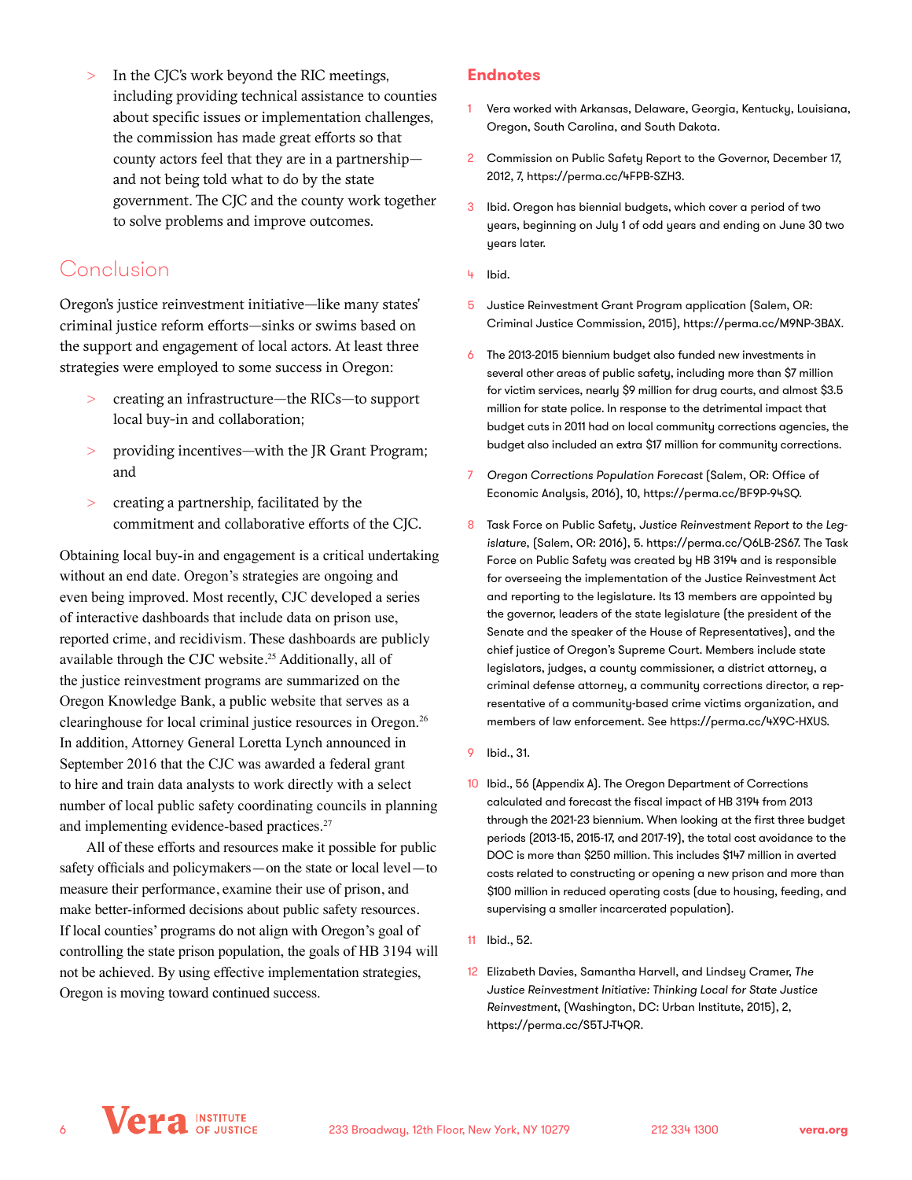- In the CJC's work beyond the RIC meetings, including providing technical assistance to counties about specific issues or implementation challenges, the commission has made great efforts so that county actors feel that they are in a partnership—and not being told what to do by the state government. The CJC and the county work together to solve problems and improve outcomes.

## Conclusion

Oregon's justice reinvestment initiative—like many states' criminal justice reform efforts—sinks or swims based on the support and engagement of local actors. At least three strategies were employed to some success in Oregon:

- creating an infrastructure—the RICs—to support local buy-in and collaboration;
- providing incentives—with the JR Grant Program; and
- creating a partnership, facilitated by the commitment and collaborative efforts of the CJC.

Obtaining local buy-in and engagement is a critical undertaking without an end date. Oregon's strategies are ongoing and even being improved. Most recently, CJC developed a series of interactive dashboards that include data on prison use, reported crime, and recidivism. These dashboards are publicly available through the CJC website.[25] Additionally, all of the justice reinvestment programs are summarized on the Oregon Knowledge Bank, a public website that serves as a clearinghouse for local criminal justice resources in Oregon.[26] In addition, Attorney General Loretta Lynch announced in September 2016 that the CJC was awarded a federal grant to hire and train data analysts to work directly with a select number of local public safety coordinating councils in planning and implementing evidence-based practices.[27]

All of these efforts and resources make it possible for public safety officials and policymakers—on the state or local level—to measure their performance, examine their use of prison, and make better-informed decisions about public safety resources. If local counties' programs do not align with Oregon's goal of controlling the state prison population, the goals of HB 3194 will not be achieved. By using effective implementation strategies, Oregon is moving toward continued success.

## Endnotes

1. Vera worked with Arkansas, Delaware, Georgia, Kentucky, Louisiana, Oregon, South Carolina, and South Dakota.
2. Commission on Public Safety Report to the Governor, December 17, 2012, 7, https://perma.cc/4FPB-SZH3.
3. Ibid. Oregon has biennial budgets, which cover a period of two years, beginning on July 1 of odd years and ending on June 30 two years later.
4. Ibid.
5. Justice Reinvestment Grant Program application (Salem, OR: Criminal Justice Commission, 2015), https://perma.cc/M9NP-3BAX.
6. The 2013-2015 biennium budget also funded new investments in several other areas of public safety, including more than $7 million for victim services, nearly $9 million for drug courts, and almost $3.5 million for state police. In response to the detrimental impact that budget cuts in 2011 had on local community corrections agencies, the budget also included an extra $17 million for community corrections.
7. *Oregon Corrections Population Forecast* (Salem, OR: Office of Economic Analysis, 2016), 10, https://perma.cc/BF9P-94SQ.
8. Task Force on Public Safety, *Justice Reinvestment Report to the Legislature*, (Salem, OR: 2016), 5. https://perma.cc/Q6LB-2S67. The Task Force on Public Safety was created by HB 3194 and is responsible for overseeing the implementation of the Justice Reinvestment Act and reporting to the legislature. Its 13 members are appointed by the governor, leaders of the state legislature (the president of the Senate and the speaker of the House of Representatives), and the chief justice of Oregon's Supreme Court. Members include state legislators, judges, a county commissioner, a district attorney, a criminal defense attorney, a community corrections director, a representative of a community-based crime victims organization, and members of law enforcement. See https://perma.cc/4X9C-HXUS.
9. Ibid., 31.
10. Ibid., 56 (Appendix A). The Oregon Department of Corrections calculated and forecast the fiscal impact of HB 3194 from 2013 through the 2021-23 biennium. When looking at the first three budget periods (2013-15, 2015-17, and 2017-19), the total cost avoidance to the DOC is more than $250 million. This includes $147 million in averted costs related to constructing or opening a new prison and more than $100 million in reduced operating costs (due to housing, feeding, and supervising a smaller incarcerated population).
11. Ibid., 52.
12. Elizabeth Davies, Samantha Harvell, and Lindsey Cramer, *The Justice Reinvestment Initiative: Thinking Local for State Justice Reinvestment*, (Washington, DC: Urban Institute, 2015), 2, https://perma.cc/S5TJ-T4QR.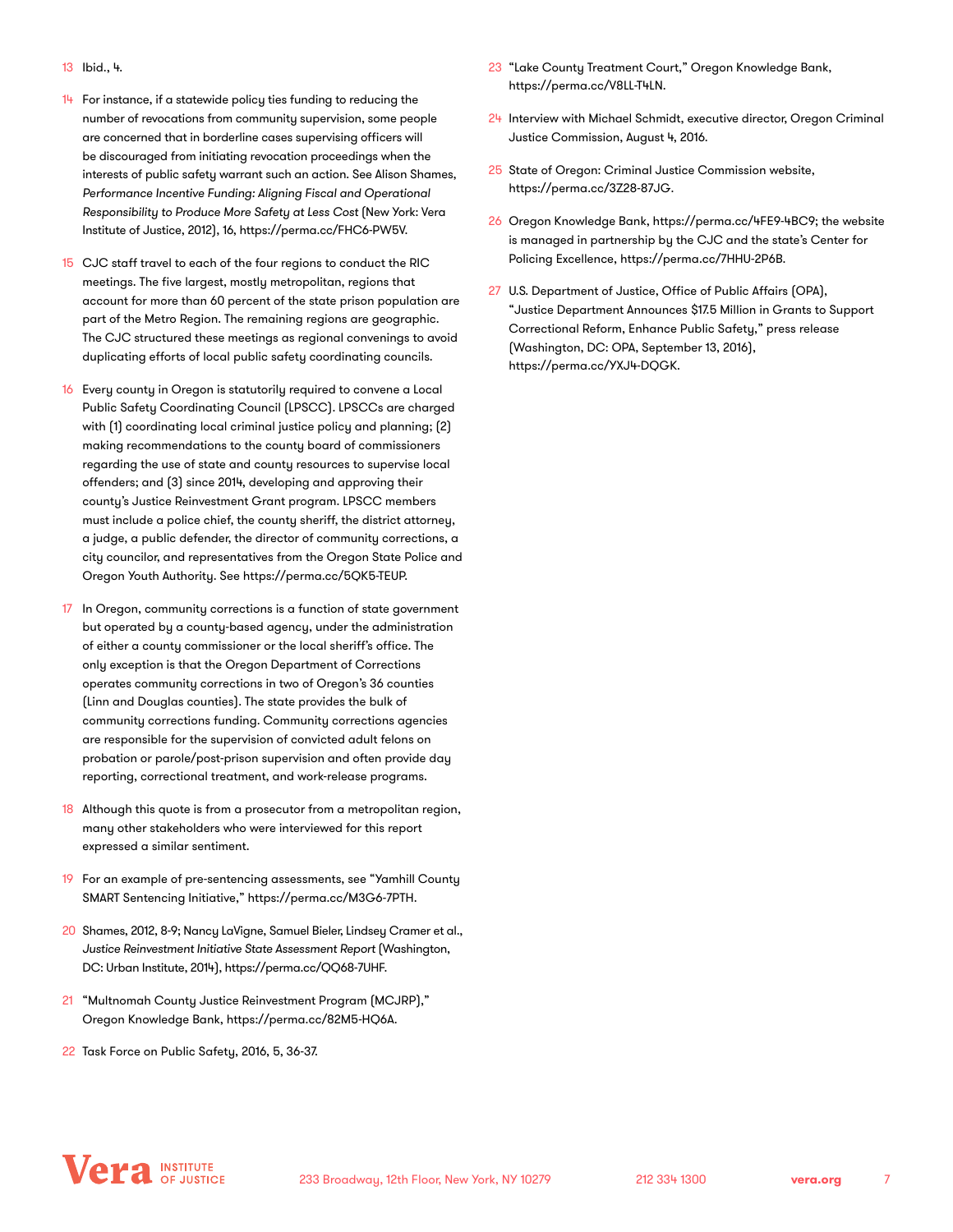13 Ibid., 4.

14 For instance, if a statewide policy ties funding to reducing the number of revocations from community supervision, some people are concerned that in borderline cases supervising officers will be discouraged from initiating revocation proceedings when the interests of public safety warrant such an action. See Alison Shames, *Performance Incentive Funding: Aligning Fiscal and Operational Responsibility to Produce More Safety at Less Cost* (New York: Vera Institute of Justice, 2012), 16, https://perma.cc/FHC6-PW5V.

15 CJC staff travel to each of the four regions to conduct the RIC meetings. The five largest, mostly metropolitan, regions that account for more than 60 percent of the state prison population are part of the Metro Region. The remaining regions are geographic. The CJC structured these meetings as regional convenings to avoid duplicating efforts of local public safety coordinating councils.

16 Every county in Oregon is statutorily required to convene a Local Public Safety Coordinating Council (LPSCC). LPSCCs are charged with (1) coordinating local criminal justice policy and planning; (2) making recommendations to the county board of commissioners regarding the use of state and county resources to supervise local offenders; and (3) since 2014, developing and approving their county's Justice Reinvestment Grant program. LPSCC members must include a police chief, the county sheriff, the district attorney, a judge, a public defender, the director of community corrections, a city councilor, and representatives from the Oregon State Police and Oregon Youth Authority. See https://perma.cc/5QK5-TEUP.

17 In Oregon, community corrections is a function of state government but operated by a county-based agency, under the administration of either a county commissioner or the local sheriff's office. The only exception is that the Oregon Department of Corrections operates community corrections in two of Oregon's 36 counties (Linn and Douglas counties). The state provides the bulk of community corrections funding. Community corrections agencies are responsible for the supervision of convicted adult felons on probation or parole/post-prison supervision and often provide day reporting, correctional treatment, and work-release programs.

18 Although this quote is from a prosecutor from a metropolitan region, many other stakeholders who were interviewed for this report expressed a similar sentiment.

19 For an example of pre-sentencing assessments, see "Yamhill County SMART Sentencing Initiative," https://perma.cc/M3G6-7PTH.

20 Shames, 2012, 8-9; Nancy LaVigne, Samuel Bieler, Lindsey Cramer et al., *Justice Reinvestment Initiative State Assessment Report* (Washington, DC: Urban Institute, 2014), https://perma.cc/QQ68-7UHF.

21 "Multnomah County Justice Reinvestment Program (MCJRP)," Oregon Knowledge Bank, https://perma.cc/82M5-HQ6A.

22 Task Force on Public Safety, 2016, 5, 36-37.

23 "Lake County Treatment Court," Oregon Knowledge Bank, https://perma.cc/V8LL-T4LN.

24 Interview with Michael Schmidt, executive director, Oregon Criminal Justice Commission, August 4, 2016.

25 State of Oregon: Criminal Justice Commission website, https://perma.cc/3Z28-87JG.

26 Oregon Knowledge Bank, https://perma.cc/4FE9-4BC9; the website is managed in partnership by the CJC and the state's Center for Policing Excellence, https://perma.cc/7HHU-2P6B.

27 U.S. Department of Justice, Office of Public Affairs (OPA), "Justice Department Announces $17.5 Million in Grants to Support Correctional Reform, Enhance Public Safety," press release (Washington, DC: OPA, September 13, 2016), https://perma.cc/YXJ4-DQGK.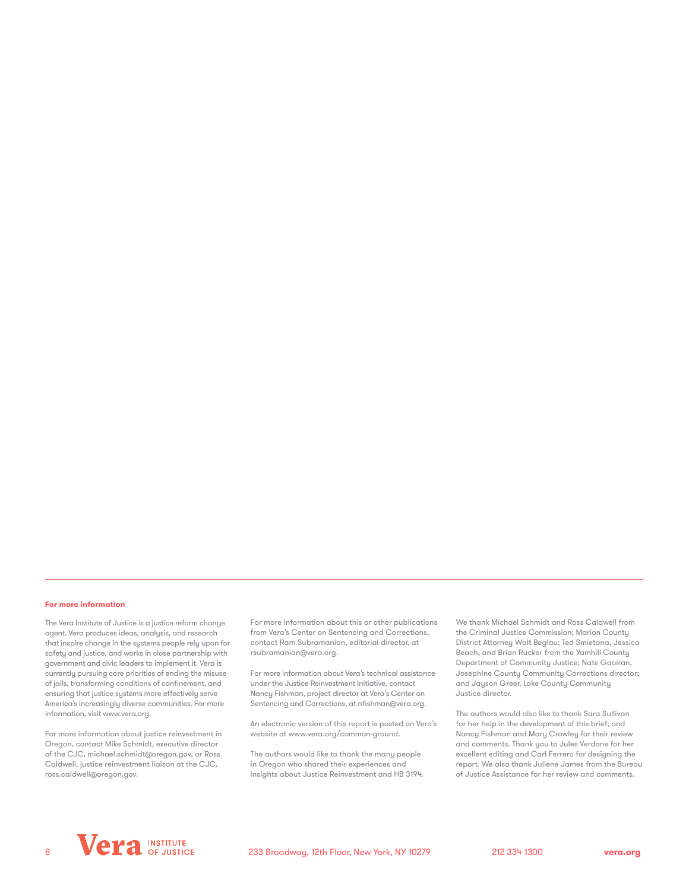**For more information**

The Vera Institute of Justice is a justice reform change agent. Vera produces ideas, analysis, and research that inspire change in the systems people rely upon for safety and justice, and works in close partnership with government and civic leaders to implement it. Vera is currently pursuing core priorities of ending the misuse of jails, transforming conditions of confinement, and ensuring that justice systems more effectively serve America's increasingly diverse communities. For more information, visit www.vera.org.

For more information about justice reinvestment in Oregon, contact Mike Schmidt, executive director of the CJC, michael.schmidt@oregon.gov, or Ross Caldwell, justice reinvestment liaison at the CJC, ross.caldwell@oregon.gov.

For more information about this or other publications from Vera's Center on Sentencing and Corrections, contact Ram Subramanian, editorial director, at rsubramanian@vera.org.

For more information about Vera's technical assistance under the Justice Reinvestment Initiative, contact Nancy Fishman, project director at Vera's Center on Sentencing and Corrections, at nfishman@vera.org.

An electronic version of this report is posted on Vera's website at www.vera.org/common-ground.

The authors would like to thank the many people in Oregon who shared their experiences and insights about Justice Reinvestment and HB 3194.

We thank Michael Schmidt and Ross Caldwell from the Criminal Justice Commission; Marion County District Attorney Walt Beglau; Ted Smietana, Jessica Beach, and Brian Rucker from the Yamhill County Department of Community Justice; Nate Gaoiran, Josephine County Community Corrections director; and Jayson Greer, Lake County Community Justice director.

The authors would also like to thank Sara Sullivan for her help in the development of this brief; and Nancy Fishman and Mary Crowley for their review and comments. Thank you to Jules Verdone for her excellent editing and Carl Ferrero for designing the report. We also thank Juliene James from the Bureau of Justice Assistance for her review and comments.

Vera INSTITUTE OF JUSTICE

233 Broadway, 12th Floor, New York, NY 10279

212 334 1300

vera.org